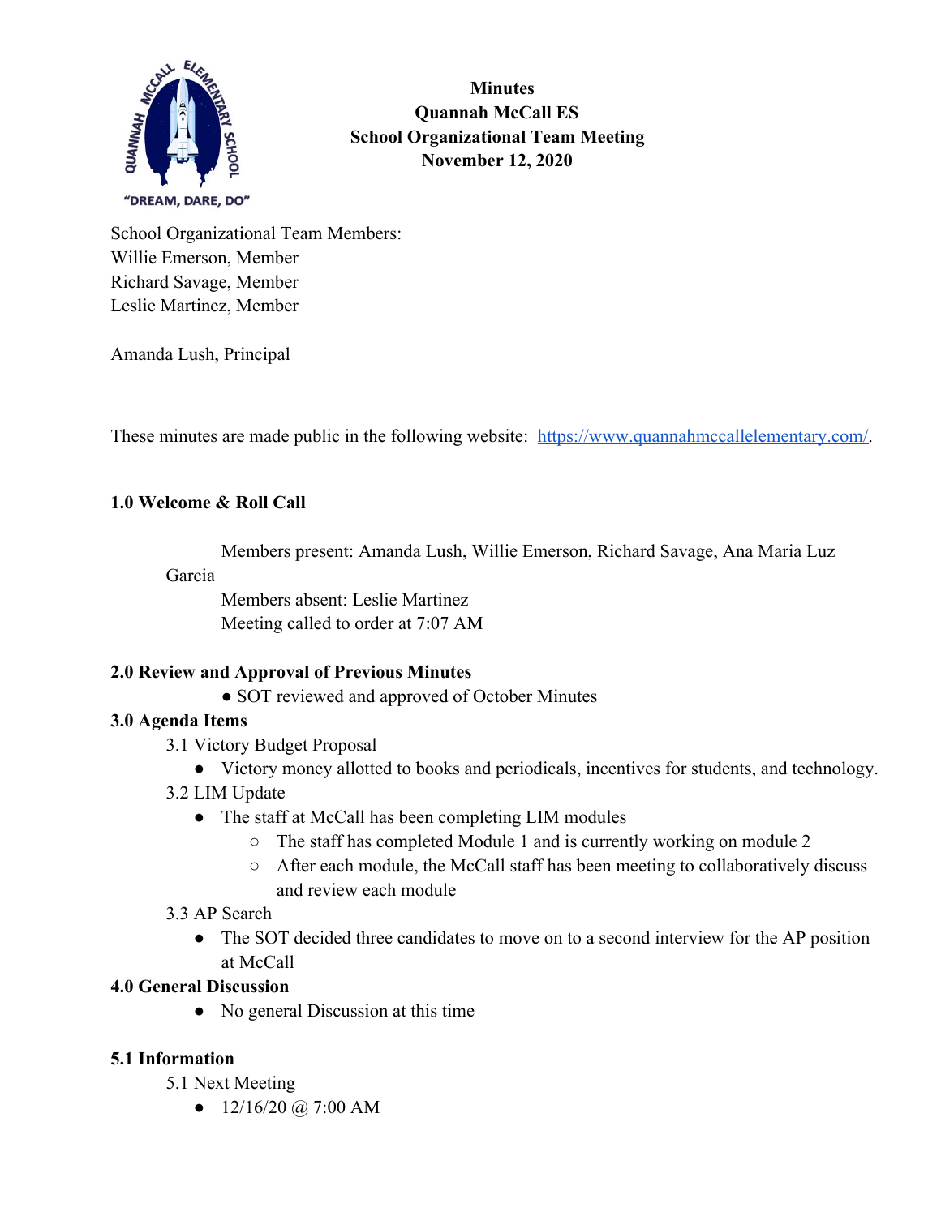# Minutes
# Quannah McCall ES
# School Organizational Team Meeting
# November 12, 2020

School Organizational Team Members:
Willie Emerson, Member
Richard Savage, Member
Leslie Martinez, Member

Amanda Lush, Principal

These minutes are made public in the following website: https://www.quannahmccallelementary.com/.

**1.0 Welcome & Roll Call**

Members present: Amanda Lush, Willie Emerson, Richard Savage, Ana Maria Luz Garcia
Members absent: Leslie Martinez
Meeting called to order at 7:07 AM

**2.0 Review and Approval of Previous Minutes**

- SOT reviewed and approved of October Minutes

**3.0 Agenda Items**

3.1 Victory Budget Proposal

- Victory money allotted to books and periodicals, incentives for students, and technology.

3.2 LIM Update

- The staff at McCall has been completing LIM modules
  - The staff has completed Module 1 and is currently working on module 2
  - After each module, the McCall staff has been meeting to collaboratively discuss and review each module

3.3 AP Search

- The SOT decided three candidates to move on to a second interview for the AP position at McCall

**4.0 General Discussion**

- No general Discussion at this time

**5.1 Information**

5.1 Next Meeting

- 12/16/20 @ 7:00 AM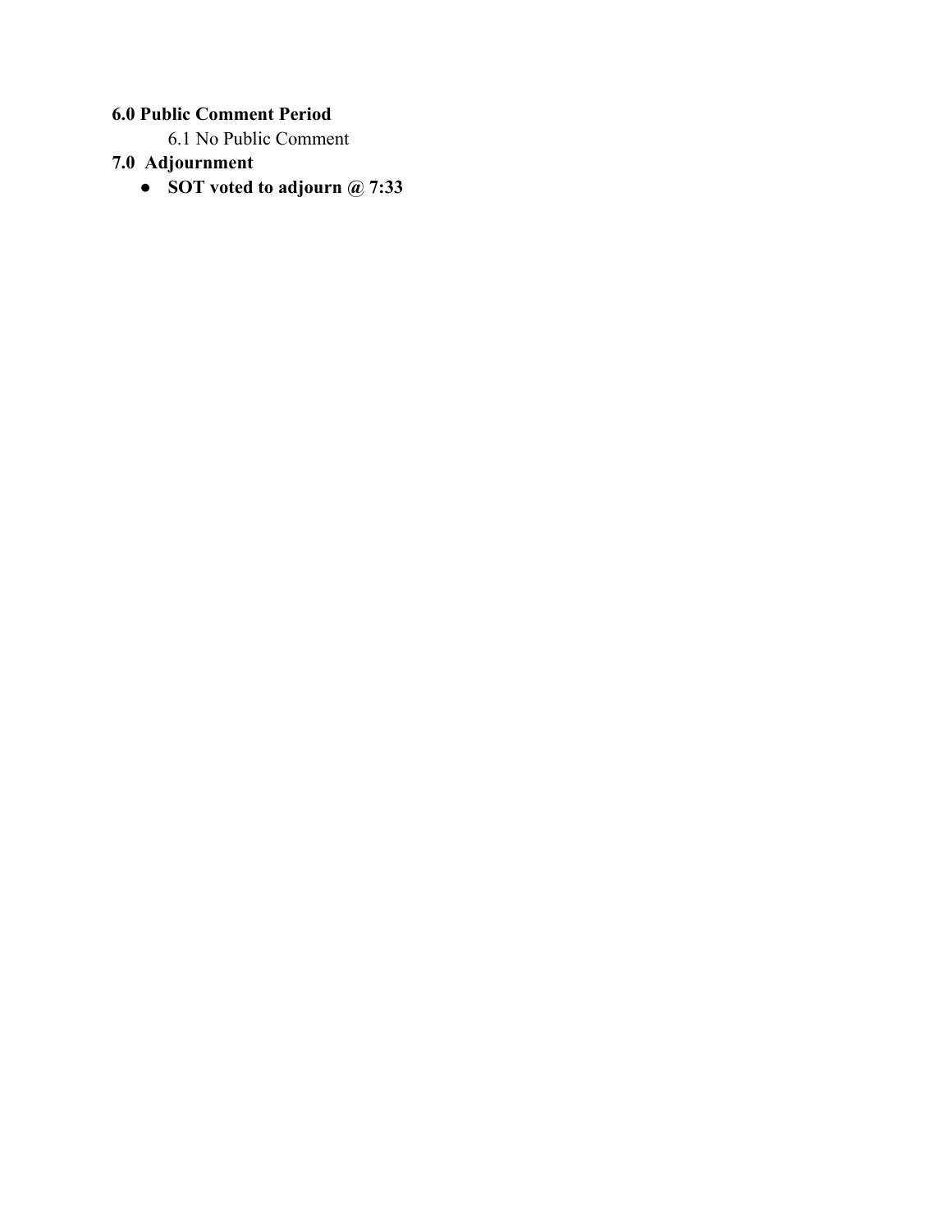**6.0 Public Comment Period**

6.1 No Public Comment

**7.0 Adjournment**

- **SOT voted to adjourn @ 7:33**